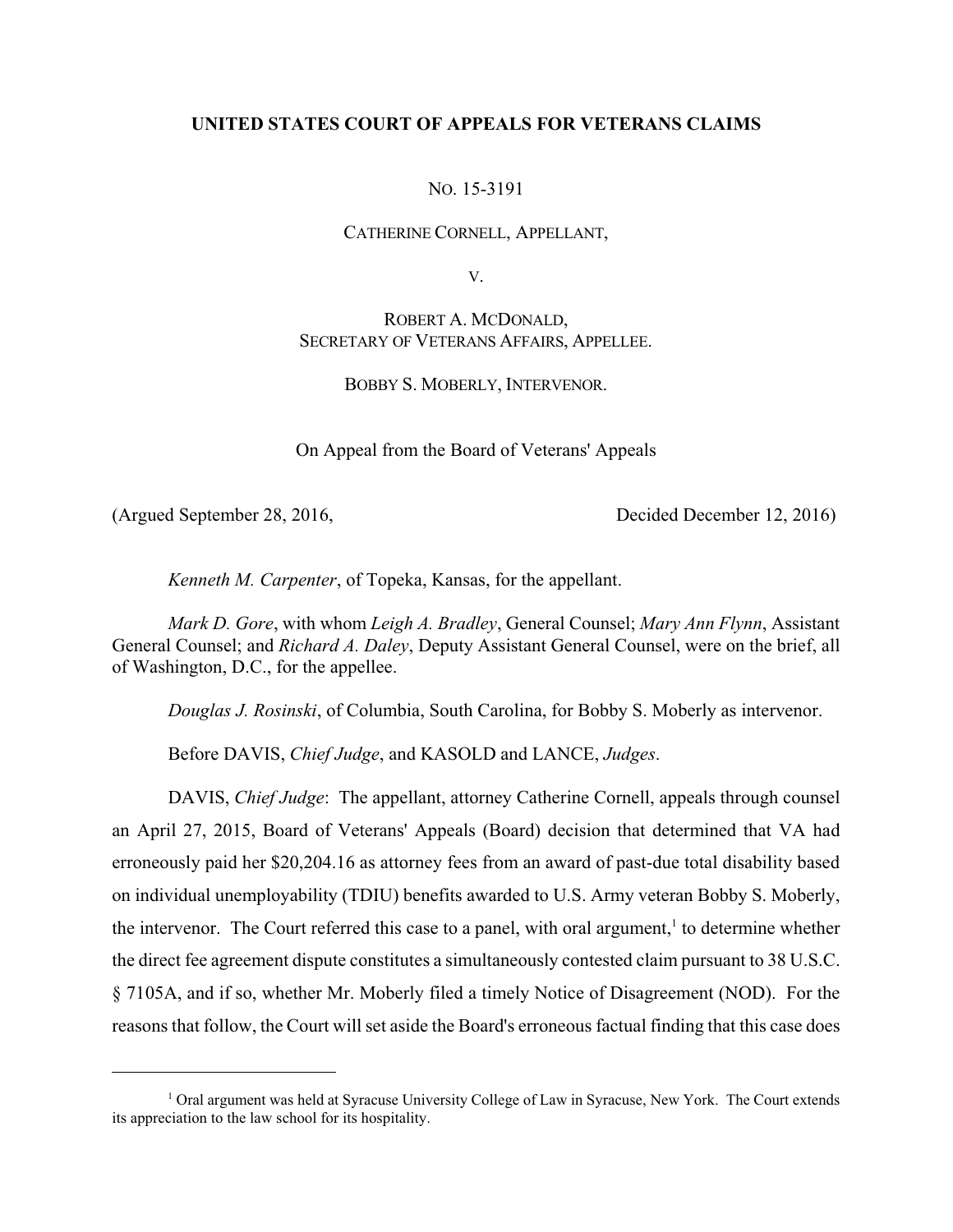**UNITED STATES COURT OF APPEALS FOR VETERANS CLAIMS**

NO. 15-3191

CATHERINE CORNELL, APPELLANT,

V.

ROBERT A. MCDONALD,
SECRETARY OF VETERANS AFFAIRS, APPELLEE.

BOBBY S. MOBERLY, INTERVENOR.

On Appeal from the Board of Veterans' Appeals

(Argued September 28, 2016, Decided December 12, 2016)

*Kenneth M. Carpenter*, of Topeka, Kansas, for the appellant.

*Mark D. Gore*, with whom *Leigh A. Bradley*, General Counsel; *Mary Ann Flynn*, Assistant General Counsel; and *Richard A. Daley*, Deputy Assistant General Counsel, were on the brief, all of Washington, D.C., for the appellee.

*Douglas J. Rosinski*, of Columbia, South Carolina, for Bobby S. Moberly as intervenor.

Before DAVIS, *Chief Judge*, and KASOLD and LANCE, *Judges*.

DAVIS, *Chief Judge*: The appellant, attorney Catherine Cornell, appeals through counsel an April 27, 2015, Board of Veterans' Appeals (Board) decision that determined that VA had erroneously paid her $20,204.16 as attorney fees from an award of past-due total disability based on individual unemployability (TDIU) benefits awarded to U.S. Army veteran Bobby S. Moberly, the intervenor. The Court referred this case to a panel, with oral argument,[1] to determine whether the direct fee agreement dispute constitutes a simultaneously contested claim pursuant to 38 U.S.C. § 7105A, and if so, whether Mr. Moberly filed a timely Notice of Disagreement (NOD). For the reasons that follow, the Court will set aside the Board's erroneous factual finding that this case does

[1] Oral argument was held at Syracuse University College of Law in Syracuse, New York. The Court extends its appreciation to the law school for its hospitality.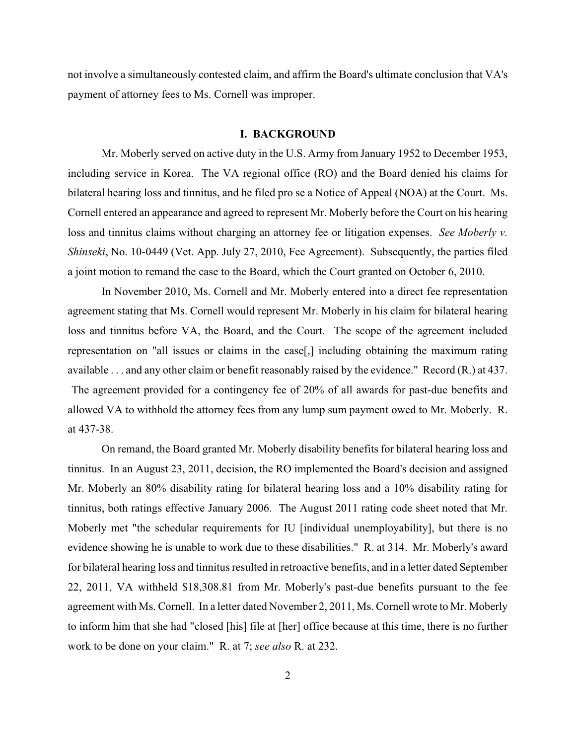not involve a simultaneously contested claim, and affirm the Board's ultimate conclusion that VA's payment of attorney fees to Ms. Cornell was improper.

## I. BACKGROUND

Mr. Moberly served on active duty in the U.S. Army from January 1952 to December 1953, including service in Korea. The VA regional office (RO) and the Board denied his claims for bilateral hearing loss and tinnitus, and he filed pro se a Notice of Appeal (NOA) at the Court. Ms. Cornell entered an appearance and agreed to represent Mr. Moberly before the Court on his hearing loss and tinnitus claims without charging an attorney fee or litigation expenses. *See Moberly v. Shinseki*, No. 10-0449 (Vet. App. July 27, 2010, Fee Agreement). Subsequently, the parties filed a joint motion to remand the case to the Board, which the Court granted on October 6, 2010.

In November 2010, Ms. Cornell and Mr. Moberly entered into a direct fee representation agreement stating that Ms. Cornell would represent Mr. Moberly in his claim for bilateral hearing loss and tinnitus before VA, the Board, and the Court. The scope of the agreement included representation on "all issues or claims in the case[,] including obtaining the maximum rating available . . . and any other claim or benefit reasonably raised by the evidence." Record (R.) at 437. The agreement provided for a contingency fee of 20% of all awards for past-due benefits and allowed VA to withhold the attorney fees from any lump sum payment owed to Mr. Moberly. R. at 437-38.

On remand, the Board granted Mr. Moberly disability benefits for bilateral hearing loss and tinnitus. In an August 23, 2011, decision, the RO implemented the Board's decision and assigned Mr. Moberly an 80% disability rating for bilateral hearing loss and a 10% disability rating for tinnitus, both ratings effective January 2006. The August 2011 rating code sheet noted that Mr. Moberly met "the schedular requirements for IU [individual unemployability], but there is no evidence showing he is unable to work due to these disabilities." R. at 314. Mr. Moberly's award for bilateral hearing loss and tinnitus resulted in retroactive benefits, and in a letter dated September 22, 2011, VA withheld $18,308.81 from Mr. Moberly's past-due benefits pursuant to the fee agreement with Ms. Cornell. In a letter dated November 2, 2011, Ms. Cornell wrote to Mr. Moberly to inform him that she had "closed [his] file at [her] office because at this time, there is no further work to be done on your claim." R. at 7; *see also* R. at 232.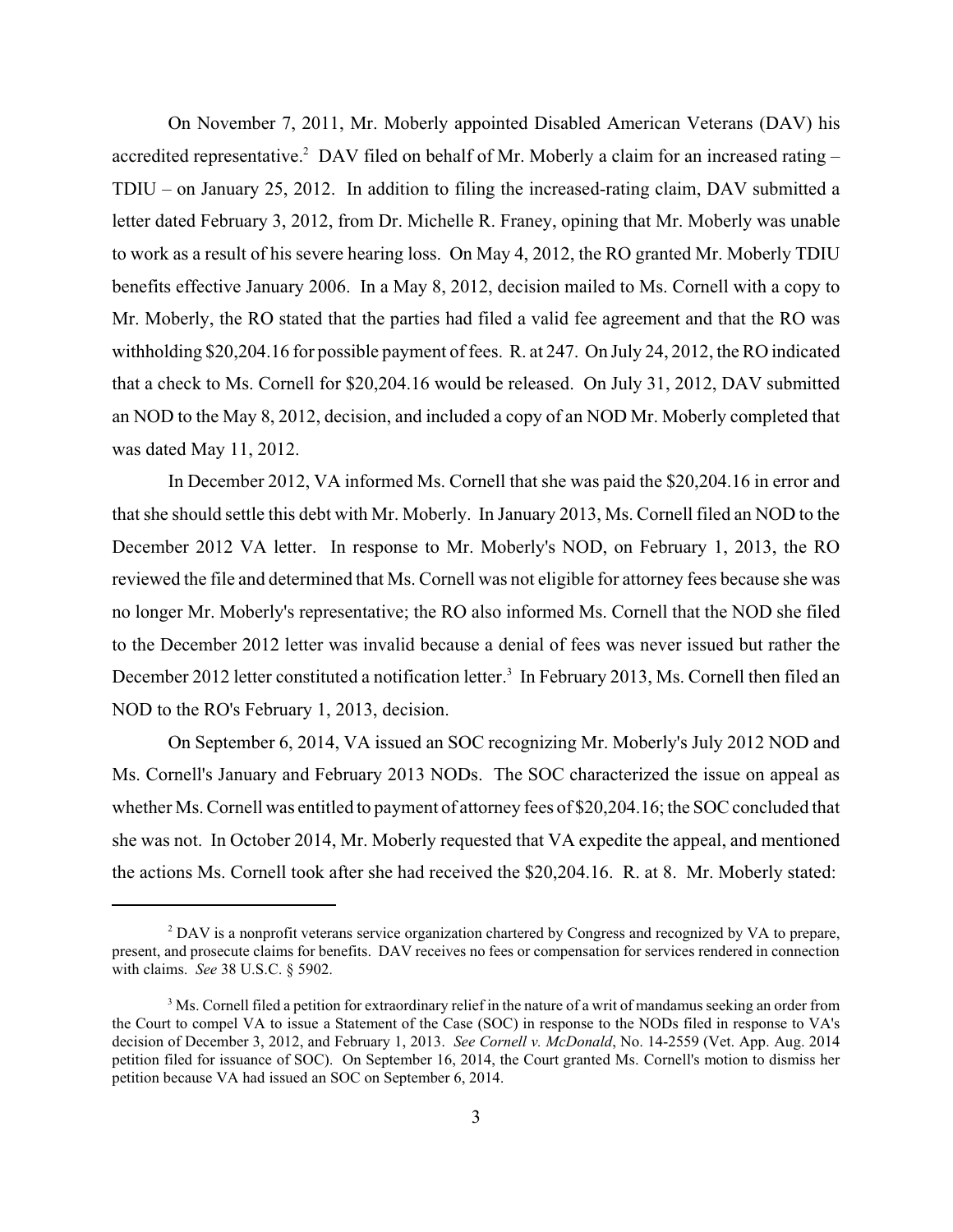On November 7, 2011, Mr. Moberly appointed Disabled American Veterans (DAV) his accredited representative.[2] DAV filed on behalf of Mr. Moberly a claim for an increased rating – TDIU – on January 25, 2012. In addition to filing the increased-rating claim, DAV submitted a letter dated February 3, 2012, from Dr. Michelle R. Franey, opining that Mr. Moberly was unable to work as a result of his severe hearing loss. On May 4, 2012, the RO granted Mr. Moberly TDIU benefits effective January 2006. In a May 8, 2012, decision mailed to Ms. Cornell with a copy to Mr. Moberly, the RO stated that the parties had filed a valid fee agreement and that the RO was withholding $20,204.16 for possible payment of fees. R. at 247. On July 24, 2012, the RO indicated that a check to Ms. Cornell for $20,204.16 would be released. On July 31, 2012, DAV submitted an NOD to the May 8, 2012, decision, and included a copy of an NOD Mr. Moberly completed that was dated May 11, 2012.

In December 2012, VA informed Ms. Cornell that she was paid the $20,204.16 in error and that she should settle this debt with Mr. Moberly. In January 2013, Ms. Cornell filed an NOD to the December 2012 VA letter. In response to Mr. Moberly's NOD, on February 1, 2013, the RO reviewed the file and determined that Ms. Cornell was not eligible for attorney fees because she was no longer Mr. Moberly's representative; the RO also informed Ms. Cornell that the NOD she filed to the December 2012 letter was invalid because a denial of fees was never issued but rather the December 2012 letter constituted a notification letter.[3] In February 2013, Ms. Cornell then filed an NOD to the RO's February 1, 2013, decision.

On September 6, 2014, VA issued an SOC recognizing Mr. Moberly's July 2012 NOD and Ms. Cornell's January and February 2013 NODs. The SOC characterized the issue on appeal as whether Ms. Cornell was entitled to payment of attorney fees of $20,204.16; the SOC concluded that she was not. In October 2014, Mr. Moberly requested that VA expedite the appeal, and mentioned the actions Ms. Cornell took after she had received the $20,204.16. R. at 8. Mr. Moberly stated:

---

[2] DAV is a nonprofit veterans service organization chartered by Congress and recognized by VA to prepare, present, and prosecute claims for benefits. DAV receives no fees or compensation for services rendered in connection with claims. *See* 38 U.S.C. § 5902.

[3] Ms. Cornell filed a petition for extraordinary relief in the nature of a writ of mandamus seeking an order from the Court to compel VA to issue a Statement of the Case (SOC) in response to the NODs filed in response to VA's decision of December 3, 2012, and February 1, 2013. *See Cornell v. McDonald*, No. 14-2559 (Vet. App. Aug. 2014 petition filed for issuance of SOC). On September 16, 2014, the Court granted Ms. Cornell's motion to dismiss her petition because VA had issued an SOC on September 6, 2014.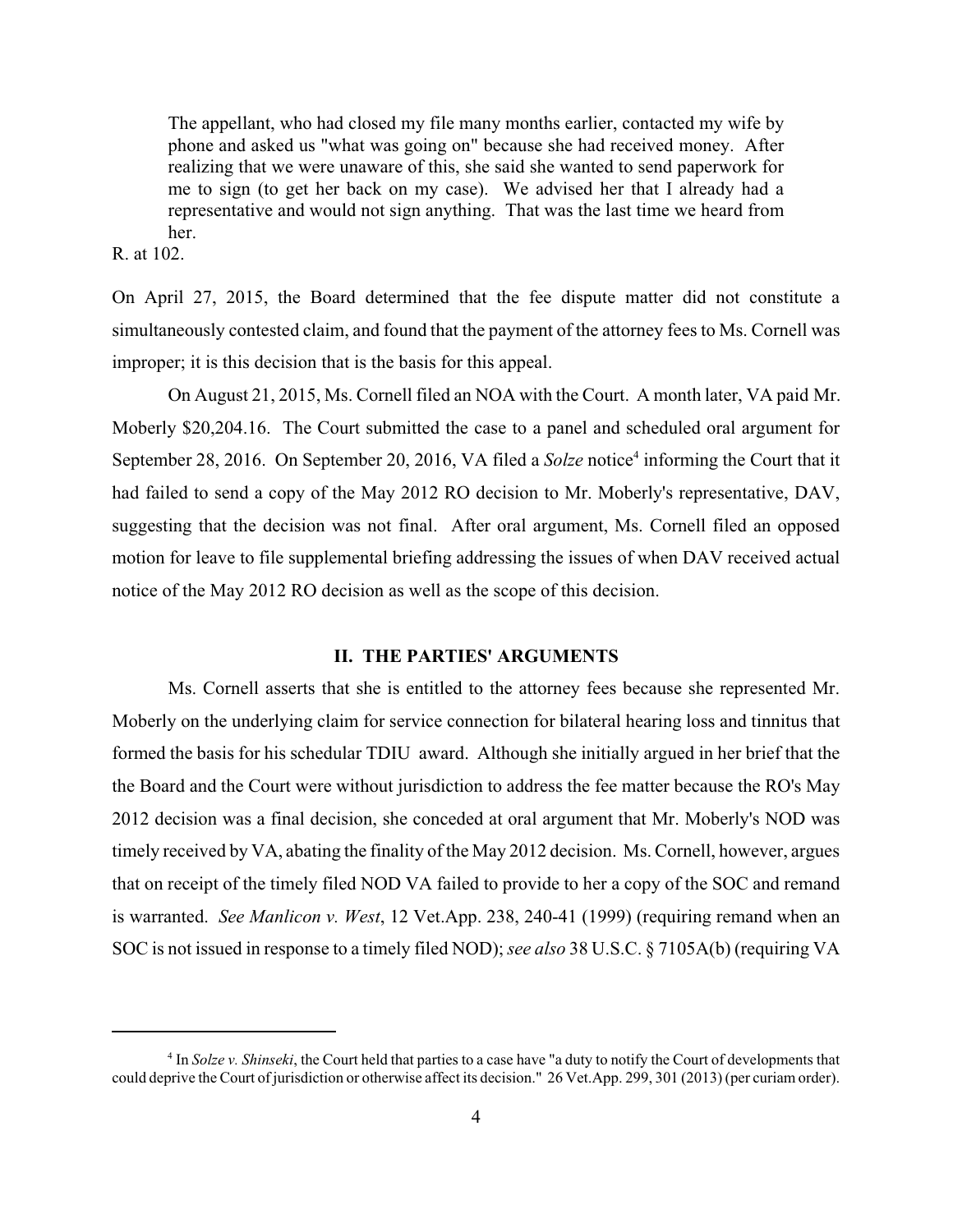> The appellant, who had closed my file many months earlier, contacted my wife by phone and asked us "what was going on" because she had received money. After realizing that we were unaware of this, she said she wanted to send paperwork for me to sign (to get her back on my case). We advised her that I already had a representative and would not sign anything. That was the last time we heard from her.

R. at 102.

On April 27, 2015, the Board determined that the fee dispute matter did not constitute a simultaneously contested claim, and found that the payment of the attorney fees to Ms. Cornell was improper; it is this decision that is the basis for this appeal.

On August 21, 2015, Ms. Cornell filed an NOA with the Court. A month later, VA paid Mr. Moberly $20,204.16. The Court submitted the case to a panel and scheduled oral argument for September 28, 2016. On September 20, 2016, VA filed a *Solze* notice[4] informing the Court that it had failed to send a copy of the May 2012 RO decision to Mr. Moberly's representative, DAV, suggesting that the decision was not final. After oral argument, Ms. Cornell filed an opposed motion for leave to file supplemental briefing addressing the issues of when DAV received actual notice of the May 2012 RO decision as well as the scope of this decision.

## II. THE PARTIES' ARGUMENTS

Ms. Cornell asserts that she is entitled to the attorney fees because she represented Mr. Moberly on the underlying claim for service connection for bilateral hearing loss and tinnitus that formed the basis for his schedular TDIU award. Although she initially argued in her brief that the the Board and the Court were without jurisdiction to address the fee matter because the RO's May 2012 decision was a final decision, she conceded at oral argument that Mr. Moberly's NOD was timely received by VA, abating the finality of the May 2012 decision. Ms. Cornell, however, argues that on receipt of the timely filed NOD VA failed to provide to her a copy of the SOC and remand is warranted. *See Manlicon v. West*, 12 Vet.App. 238, 240-41 (1999) (requiring remand when an SOC is not issued in response to a timely filed NOD); *see also* 38 U.S.C. § 7105A(b) (requiring VA

---

[4] In *Solze v. Shinseki*, the Court held that parties to a case have "a duty to notify the Court of developments that could deprive the Court of jurisdiction or otherwise affect its decision." 26 Vet.App. 299, 301 (2013) (per curiam order).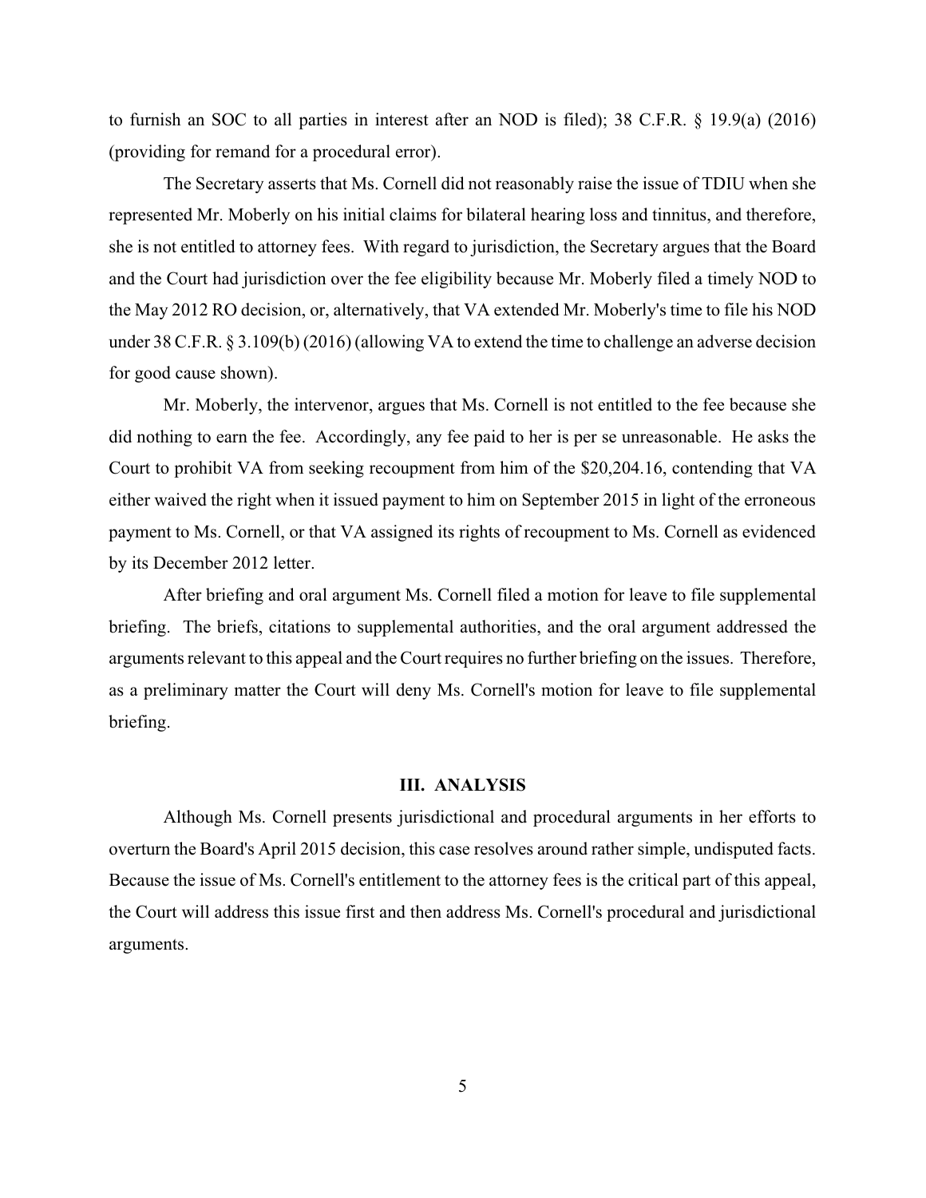to furnish an SOC to all parties in interest after an NOD is filed); 38 C.F.R. § 19.9(a) (2016) (providing for remand for a procedural error).

The Secretary asserts that Ms. Cornell did not reasonably raise the issue of TDIU when she represented Mr. Moberly on his initial claims for bilateral hearing loss and tinnitus, and therefore, she is not entitled to attorney fees. With regard to jurisdiction, the Secretary argues that the Board and the Court had jurisdiction over the fee eligibility because Mr. Moberly filed a timely NOD to the May 2012 RO decision, or, alternatively, that VA extended Mr. Moberly's time to file his NOD under 38 C.F.R. § 3.109(b) (2016) (allowing VA to extend the time to challenge an adverse decision for good cause shown).

Mr. Moberly, the intervenor, argues that Ms. Cornell is not entitled to the fee because she did nothing to earn the fee. Accordingly, any fee paid to her is per se unreasonable. He asks the Court to prohibit VA from seeking recoupment from him of the $20,204.16, contending that VA either waived the right when it issued payment to him on September 2015 in light of the erroneous payment to Ms. Cornell, or that VA assigned its rights of recoupment to Ms. Cornell as evidenced by its December 2012 letter.

After briefing and oral argument Ms. Cornell filed a motion for leave to file supplemental briefing. The briefs, citations to supplemental authorities, and the oral argument addressed the arguments relevant to this appeal and the Court requires no further briefing on the issues. Therefore, as a preliminary matter the Court will deny Ms. Cornell's motion for leave to file supplemental briefing.

## III. ANALYSIS

Although Ms. Cornell presents jurisdictional and procedural arguments in her efforts to overturn the Board's April 2015 decision, this case resolves around rather simple, undisputed facts. Because the issue of Ms. Cornell's entitlement to the attorney fees is the critical part of this appeal, the Court will address this issue first and then address Ms. Cornell's procedural and jurisdictional arguments.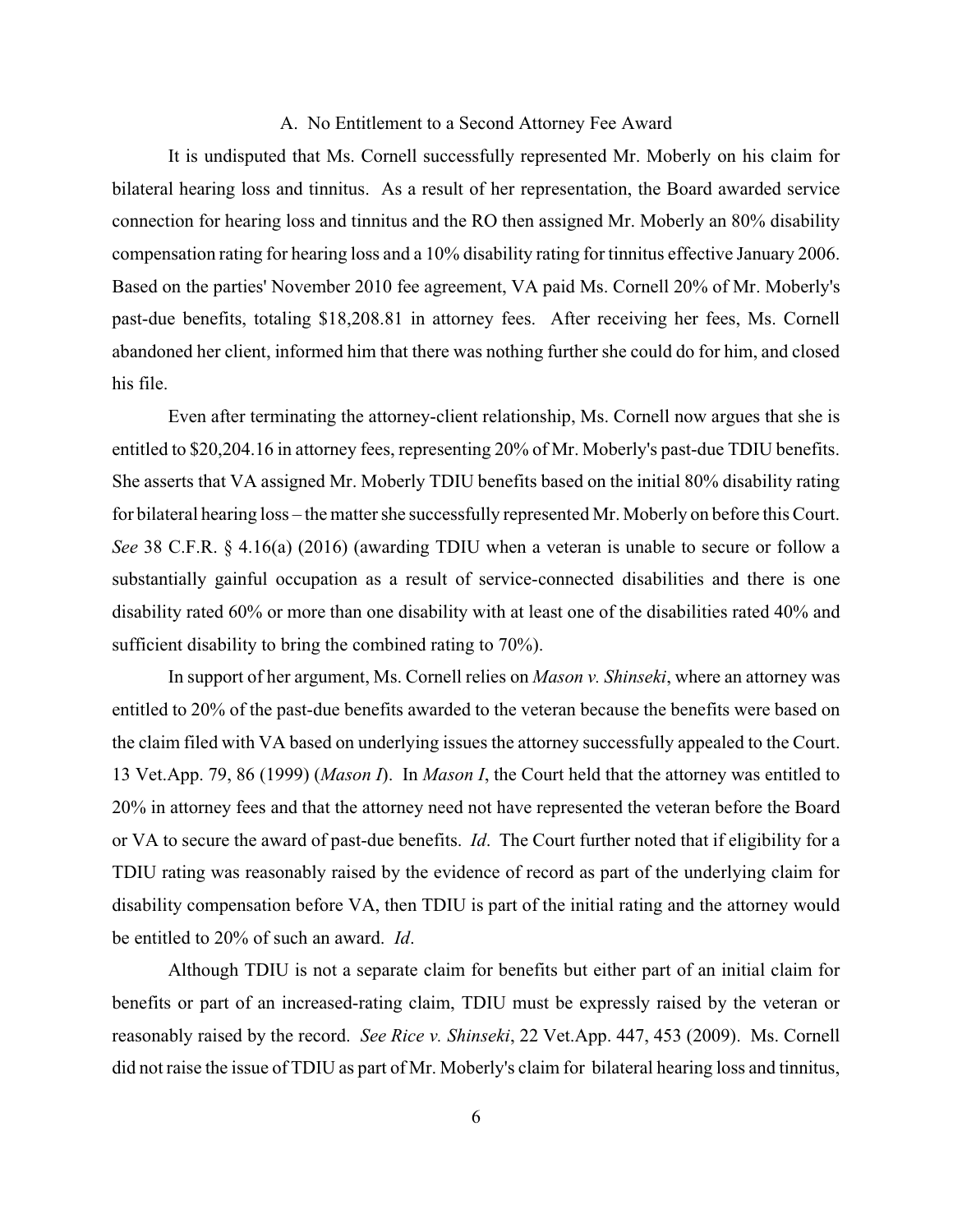### A. No Entitlement to a Second Attorney Fee Award

It is undisputed that Ms. Cornell successfully represented Mr. Moberly on his claim for bilateral hearing loss and tinnitus. As a result of her representation, the Board awarded service connection for hearing loss and tinnitus and the RO then assigned Mr. Moberly an 80% disability compensation rating for hearing loss and a 10% disability rating for tinnitus effective January 2006. Based on the parties' November 2010 fee agreement, VA paid Ms. Cornell 20% of Mr. Moberly's past-due benefits, totaling $18,208.81 in attorney fees. After receiving her fees, Ms. Cornell abandoned her client, informed him that there was nothing further she could do for him, and closed his file.

Even after terminating the attorney-client relationship, Ms. Cornell now argues that she is entitled to $20,204.16 in attorney fees, representing 20% of Mr. Moberly's past-due TDIU benefits. She asserts that VA assigned Mr. Moberly TDIU benefits based on the initial 80% disability rating for bilateral hearing loss – the matter she successfully represented Mr. Moberly on before this Court. *See* 38 C.F.R. § 4.16(a) (2016) (awarding TDIU when a veteran is unable to secure or follow a substantially gainful occupation as a result of service-connected disabilities and there is one disability rated 60% or more than one disability with at least one of the disabilities rated 40% and sufficient disability to bring the combined rating to 70%).

In support of her argument, Ms. Cornell relies on *Mason v. Shinseki*, where an attorney was entitled to 20% of the past-due benefits awarded to the veteran because the benefits were based on the claim filed with VA based on underlying issues the attorney successfully appealed to the Court. 13 Vet.App. 79, 86 (1999) (*Mason I*). In *Mason I*, the Court held that the attorney was entitled to 20% in attorney fees and that the attorney need not have represented the veteran before the Board or VA to secure the award of past-due benefits. *Id*. The Court further noted that if eligibility for a TDIU rating was reasonably raised by the evidence of record as part of the underlying claim for disability compensation before VA, then TDIU is part of the initial rating and the attorney would be entitled to 20% of such an award. *Id*.

Although TDIU is not a separate claim for benefits but either part of an initial claim for benefits or part of an increased-rating claim, TDIU must be expressly raised by the veteran or reasonably raised by the record. *See Rice v. Shinseki*, 22 Vet.App. 447, 453 (2009). Ms. Cornell did not raise the issue of TDIU as part of Mr. Moberly's claim for bilateral hearing loss and tinnitus,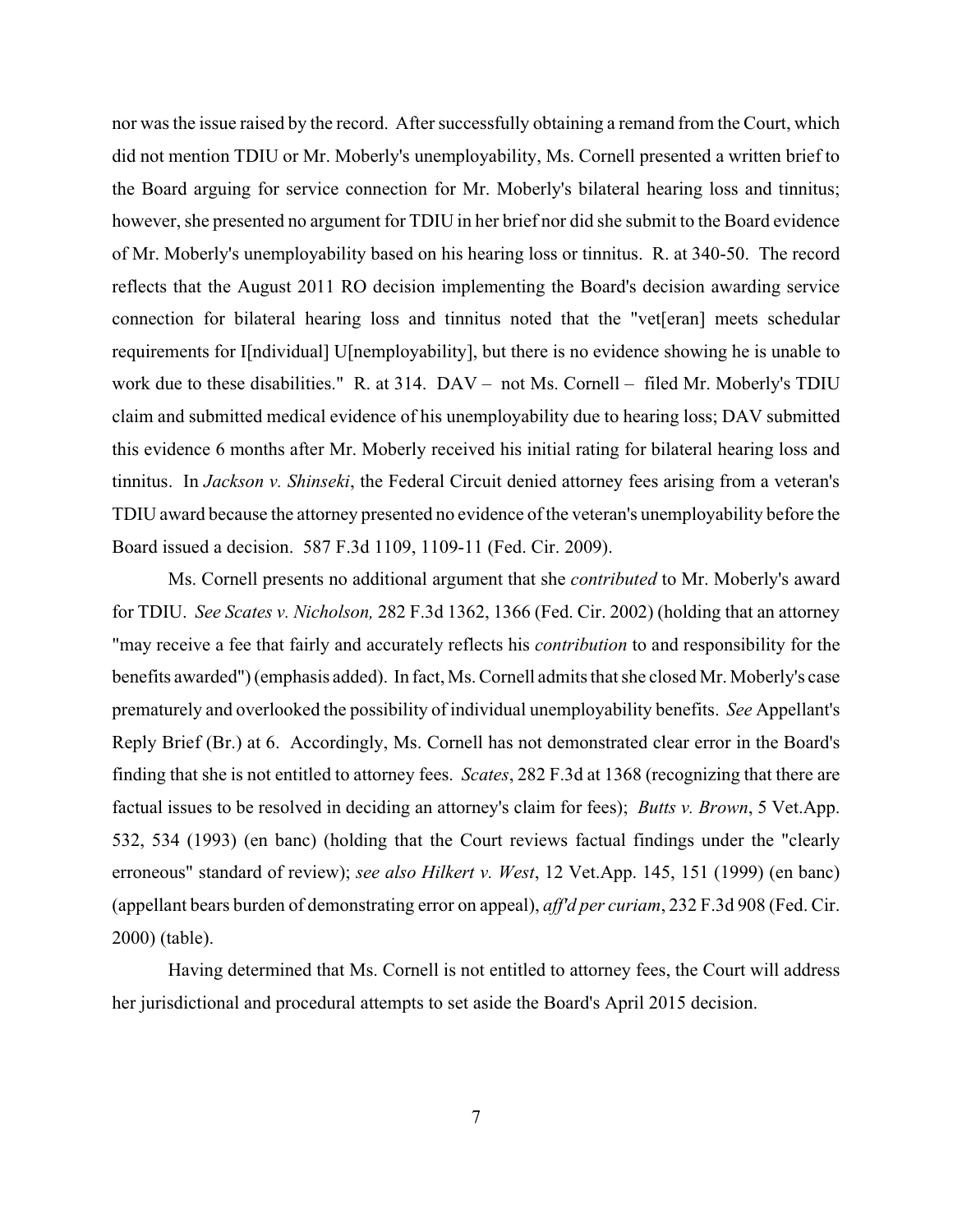nor was the issue raised by the record. After successfully obtaining a remand from the Court, which did not mention TDIU or Mr. Moberly's unemployability, Ms. Cornell presented a written brief to the Board arguing for service connection for Mr. Moberly's bilateral hearing loss and tinnitus; however, she presented no argument for TDIU in her brief nor did she submit to the Board evidence of Mr. Moberly's unemployability based on his hearing loss or tinnitus. R. at 340-50. The record reflects that the August 2011 RO decision implementing the Board's decision awarding service connection for bilateral hearing loss and tinnitus noted that the "vet[eran] meets schedular requirements for I[ndividual] U[nemployability], but there is no evidence showing he is unable to work due to these disabilities." R. at 314. DAV – not Ms. Cornell – filed Mr. Moberly's TDIU claim and submitted medical evidence of his unemployability due to hearing loss; DAV submitted this evidence 6 months after Mr. Moberly received his initial rating for bilateral hearing loss and tinnitus. In *Jackson v. Shinseki*, the Federal Circuit denied attorney fees arising from a veteran's TDIU award because the attorney presented no evidence of the veteran's unemployability before the Board issued a decision. 587 F.3d 1109, 1109-11 (Fed. Cir. 2009).

Ms. Cornell presents no additional argument that she *contributed* to Mr. Moberly's award for TDIU. *See Scates v. Nicholson,* 282 F.3d 1362, 1366 (Fed. Cir. 2002) (holding that an attorney "may receive a fee that fairly and accurately reflects his *contribution* to and responsibility for the benefits awarded") (emphasis added). In fact, Ms. Cornell admits that she closed Mr. Moberly's case prematurely and overlooked the possibility of individual unemployability benefits. *See* Appellant's Reply Brief (Br.) at 6. Accordingly, Ms. Cornell has not demonstrated clear error in the Board's finding that she is not entitled to attorney fees. *Scates*, 282 F.3d at 1368 (recognizing that there are factual issues to be resolved in deciding an attorney's claim for fees); *Butts v. Brown*, 5 Vet.App. 532, 534 (1993) (en banc) (holding that the Court reviews factual findings under the "clearly erroneous" standard of review); *see also Hilkert v. West*, 12 Vet.App. 145, 151 (1999) (en banc) (appellant bears burden of demonstrating error on appeal), *aff'd per curiam*, 232 F.3d 908 (Fed. Cir. 2000) (table).

Having determined that Ms. Cornell is not entitled to attorney fees, the Court will address her jurisdictional and procedural attempts to set aside the Board's April 2015 decision.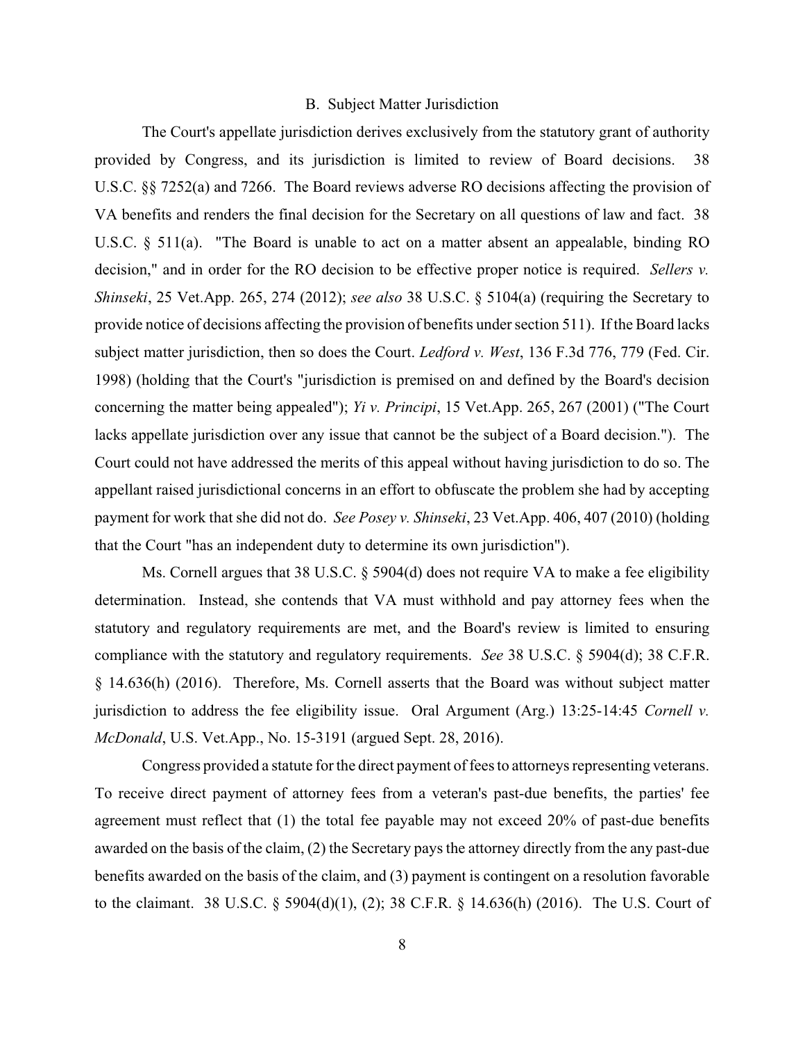### B. Subject Matter Jurisdiction

The Court's appellate jurisdiction derives exclusively from the statutory grant of authority provided by Congress, and its jurisdiction is limited to review of Board decisions. 38 U.S.C. §§ 7252(a) and 7266. The Board reviews adverse RO decisions affecting the provision of VA benefits and renders the final decision for the Secretary on all questions of law and fact. 38 U.S.C. § 511(a). "The Board is unable to act on a matter absent an appealable, binding RO decision," and in order for the RO decision to be effective proper notice is required. *Sellers v. Shinseki*, 25 Vet.App. 265, 274 (2012); *see also* 38 U.S.C. § 5104(a) (requiring the Secretary to provide notice of decisions affecting the provision of benefits under section 511). If the Board lacks subject matter jurisdiction, then so does the Court. *Ledford v. West*, 136 F.3d 776, 779 (Fed. Cir. 1998) (holding that the Court's "jurisdiction is premised on and defined by the Board's decision concerning the matter being appealed"); *Yi v. Principi*, 15 Vet.App. 265, 267 (2001) ("The Court lacks appellate jurisdiction over any issue that cannot be the subject of a Board decision."). The Court could not have addressed the merits of this appeal without having jurisdiction to do so. The appellant raised jurisdictional concerns in an effort to obfuscate the problem she had by accepting payment for work that she did not do. *See Posey v. Shinseki*, 23 Vet.App. 406, 407 (2010) (holding that the Court "has an independent duty to determine its own jurisdiction").

Ms. Cornell argues that 38 U.S.C. § 5904(d) does not require VA to make a fee eligibility determination. Instead, she contends that VA must withhold and pay attorney fees when the statutory and regulatory requirements are met, and the Board's review is limited to ensuring compliance with the statutory and regulatory requirements. *See* 38 U.S.C. § 5904(d); 38 C.F.R. § 14.636(h) (2016). Therefore, Ms. Cornell asserts that the Board was without subject matter jurisdiction to address the fee eligibility issue. Oral Argument (Arg.) 13:25-14:45 *Cornell v. McDonald*, U.S. Vet.App., No. 15-3191 (argued Sept. 28, 2016).

Congress provided a statute for the direct payment of fees to attorneys representing veterans. To receive direct payment of attorney fees from a veteran's past-due benefits, the parties' fee agreement must reflect that (1) the total fee payable may not exceed 20% of past-due benefits awarded on the basis of the claim, (2) the Secretary pays the attorney directly from the any past-due benefits awarded on the basis of the claim, and (3) payment is contingent on a resolution favorable to the claimant. 38 U.S.C. § 5904(d)(1), (2); 38 C.F.R. § 14.636(h) (2016). The U.S. Court of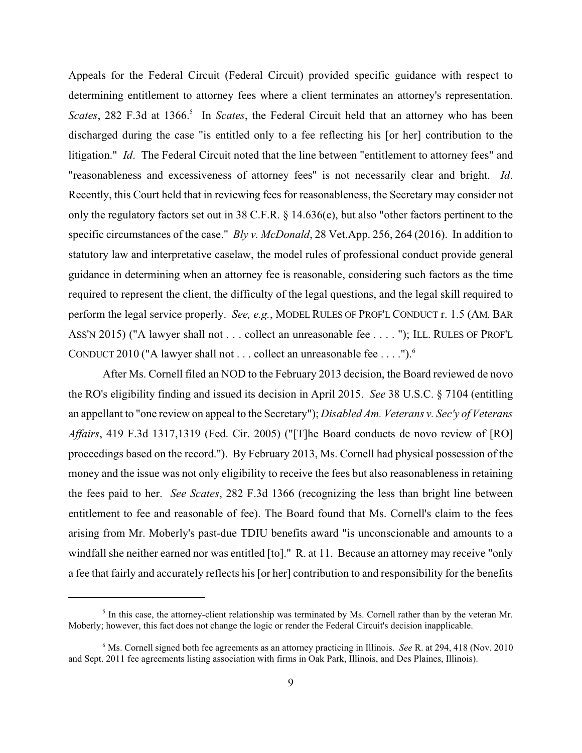Appeals for the Federal Circuit (Federal Circuit) provided specific guidance with respect to determining entitlement to attorney fees where a client terminates an attorney's representation. *Scates*, 282 F.3d at 1366.[5] In *Scates*, the Federal Circuit held that an attorney who has been discharged during the case "is entitled only to a fee reflecting his [or her] contribution to the litigation." *Id*. The Federal Circuit noted that the line between "entitlement to attorney fees" and "reasonableness and excessiveness of attorney fees" is not necessarily clear and bright. *Id*. Recently, this Court held that in reviewing fees for reasonableness, the Secretary may consider not only the regulatory factors set out in 38 C.F.R. § 14.636(e), but also "other factors pertinent to the specific circumstances of the case." *Bly v. McDonald*, 28 Vet.App. 256, 264 (2016). In addition to statutory law and interpretative caselaw, the model rules of professional conduct provide general guidance in determining when an attorney fee is reasonable, considering such factors as the time required to represent the client, the difficulty of the legal questions, and the legal skill required to perform the legal service properly. *See, e.g.*, MODEL RULES OF PROF'L CONDUCT r. 1.5 (AM. BAR ASS'N 2015) ("A lawyer shall not . . . collect an unreasonable fee . . . . "); ILL. RULES OF PROF'L CONDUCT 2010 ("A lawyer shall not . . . collect an unreasonable fee . . . .").[6]

After Ms. Cornell filed an NOD to the February 2013 decision, the Board reviewed de novo the RO's eligibility finding and issued its decision in April 2015. *See* 38 U.S.C. § 7104 (entitling an appellant to "one review on appeal to the Secretary"); *Disabled Am. Veterans v. Sec'y of Veterans Affairs*, 419 F.3d 1317,1319 (Fed. Cir. 2005) ("[T]he Board conducts de novo review of [RO] proceedings based on the record."). By February 2013, Ms. Cornell had physical possession of the money and the issue was not only eligibility to receive the fees but also reasonableness in retaining the fees paid to her. *See Scates*, 282 F.3d 1366 (recognizing the less than bright line between entitlement to fee and reasonable of fee). The Board found that Ms. Cornell's claim to the fees arising from Mr. Moberly's past-due TDIU benefits award "is unconscionable and amounts to a windfall she neither earned nor was entitled [to]." R. at 11. Because an attorney may receive "only a fee that fairly and accurately reflects his [or her] contribution to and responsibility for the benefits

---

[5] In this case, the attorney-client relationship was terminated by Ms. Cornell rather than by the veteran Mr. Moberly; however, this fact does not change the logic or render the Federal Circuit's decision inapplicable.

[6] Ms. Cornell signed both fee agreements as an attorney practicing in Illinois. *See* R. at 294, 418 (Nov. 2010 and Sept. 2011 fee agreements listing association with firms in Oak Park, Illinois, and Des Plaines, Illinois).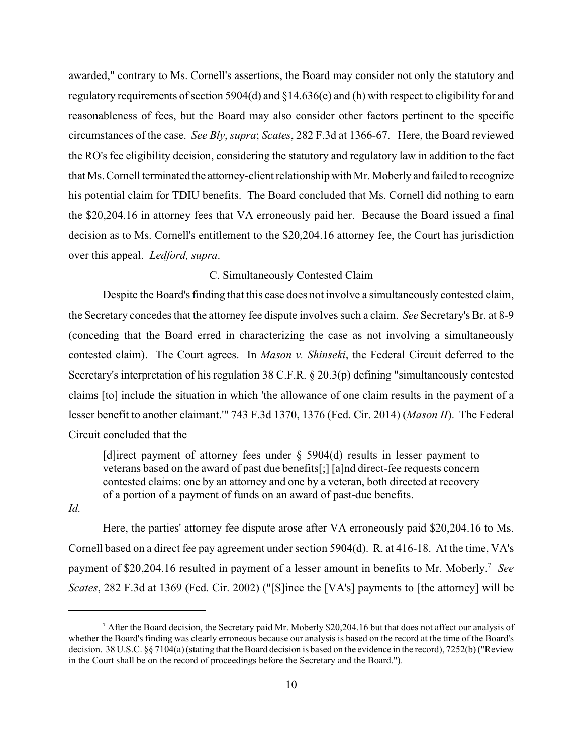awarded," contrary to Ms. Cornell's assertions, the Board may consider not only the statutory and regulatory requirements of section 5904(d) and §14.636(e) and (h) with respect to eligibility for and reasonableness of fees, but the Board may also consider other factors pertinent to the specific circumstances of the case. *See Bly*, *supra*; *Scates*, 282 F.3d at 1366-67. Here, the Board reviewed the RO's fee eligibility decision, considering the statutory and regulatory law in addition to the fact that Ms. Cornell terminated the attorney-client relationship with Mr. Moberly and failed to recognize his potential claim for TDIU benefits. The Board concluded that Ms. Cornell did nothing to earn the $20,204.16 in attorney fees that VA erroneously paid her. Because the Board issued a final decision as to Ms. Cornell's entitlement to the $20,204.16 attorney fee, the Court has jurisdiction over this appeal. *Ledford, supra*.

C. Simultaneously Contested Claim

Despite the Board's finding that this case does not involve a simultaneously contested claim, the Secretary concedes that the attorney fee dispute involves such a claim. *See* Secretary's Br. at 8-9 (conceding that the Board erred in characterizing the case as not involving a simultaneously contested claim). The Court agrees. In *Mason v. Shinseki*, the Federal Circuit deferred to the Secretary's interpretation of his regulation 38 C.F.R. § 20.3(p) defining "simultaneously contested claims [to] include the situation in which 'the allowance of one claim results in the payment of a lesser benefit to another claimant.'" 743 F.3d 1370, 1376 (Fed. Cir. 2014) (*Mason II*). The Federal Circuit concluded that the

> [d]irect payment of attorney fees under § 5904(d) results in lesser payment to veterans based on the award of past due benefits[;] [a]nd direct-fee requests concern contested claims: one by an attorney and one by a veteran, both directed at recovery of a portion of a payment of funds on an award of past-due benefits.

*Id.*

Here, the parties' attorney fee dispute arose after VA erroneously paid $20,204.16 to Ms. Cornell based on a direct fee pay agreement under section 5904(d). R. at 416-18. At the time, VA's payment of $20,204.16 resulted in payment of a lesser amount in benefits to Mr. Moberly.[7] *See Scates*, 282 F.3d at 1369 (Fed. Cir. 2002) ("[S]ince the [VA's] payments to [the attorney] will be

[7] After the Board decision, the Secretary paid Mr. Moberly $20,204.16 but that does not affect our analysis of whether the Board's finding was clearly erroneous because our analysis is based on the record at the time of the Board's decision. 38 U.S.C. §§ 7104(a) (stating that the Board decision is based on the evidence in the record), 7252(b) ("Review in the Court shall be on the record of proceedings before the Secretary and the Board.").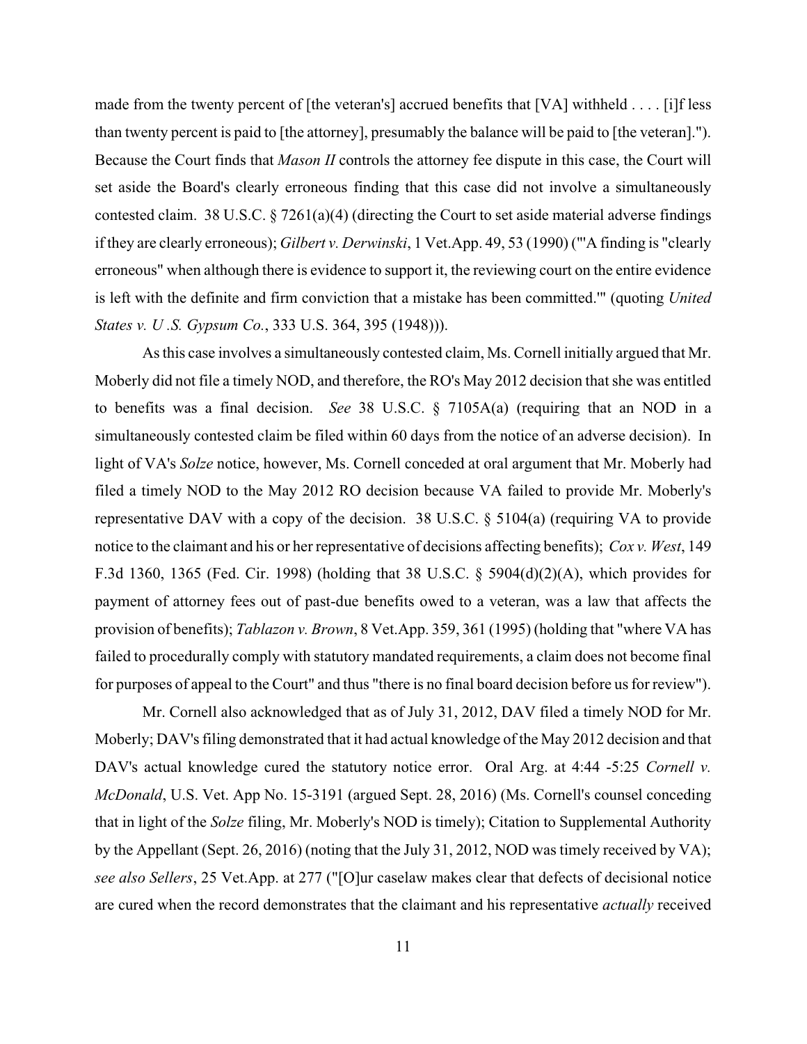made from the twenty percent of [the veteran's] accrued benefits that [VA] withheld . . . . [i]f less than twenty percent is paid to [the attorney], presumably the balance will be paid to [the veteran]."). Because the Court finds that *Mason II* controls the attorney fee dispute in this case, the Court will set aside the Board's clearly erroneous finding that this case did not involve a simultaneously contested claim. 38 U.S.C. § 7261(a)(4) (directing the Court to set aside material adverse findings if they are clearly erroneous); *Gilbert v. Derwinski*, 1 Vet.App. 49, 53 (1990) ("'A finding is "clearly erroneous" when although there is evidence to support it, the reviewing court on the entire evidence is left with the definite and firm conviction that a mistake has been committed.'" (quoting *United States v. U .S. Gypsum Co.*, 333 U.S. 364, 395 (1948))).

As this case involves a simultaneously contested claim, Ms. Cornell initially argued that Mr. Moberly did not file a timely NOD, and therefore, the RO's May 2012 decision that she was entitled to benefits was a final decision. *See* 38 U.S.C. § 7105A(a) (requiring that an NOD in a simultaneously contested claim be filed within 60 days from the notice of an adverse decision). In light of VA's *Solze* notice, however, Ms. Cornell conceded at oral argument that Mr. Moberly had filed a timely NOD to the May 2012 RO decision because VA failed to provide Mr. Moberly's representative DAV with a copy of the decision. 38 U.S.C. § 5104(a) (requiring VA to provide notice to the claimant and his or her representative of decisions affecting benefits); *Cox v. West*, 149 F.3d 1360, 1365 (Fed. Cir. 1998) (holding that 38 U.S.C. § 5904(d)(2)(A), which provides for payment of attorney fees out of past-due benefits owed to a veteran, was a law that affects the provision of benefits); *Tablazon v. Brown*, 8 Vet.App. 359, 361 (1995) (holding that "where VA has failed to procedurally comply with statutory mandated requirements, a claim does not become final for purposes of appeal to the Court" and thus "there is no final board decision before us for review").

Mr. Cornell also acknowledged that as of July 31, 2012, DAV filed a timely NOD for Mr. Moberly; DAV's filing demonstrated that it had actual knowledge of the May 2012 decision and that DAV's actual knowledge cured the statutory notice error. Oral Arg. at 4:44 -5:25 *Cornell v. McDonald*, U.S. Vet. App No. 15-3191 (argued Sept. 28, 2016) (Ms. Cornell's counsel conceding that in light of the *Solze* filing, Mr. Moberly's NOD is timely); Citation to Supplemental Authority by the Appellant (Sept. 26, 2016) (noting that the July 31, 2012, NOD was timely received by VA); *see also Sellers*, 25 Vet.App. at 277 ("[O]ur caselaw makes clear that defects of decisional notice are cured when the record demonstrates that the claimant and his representative *actually* received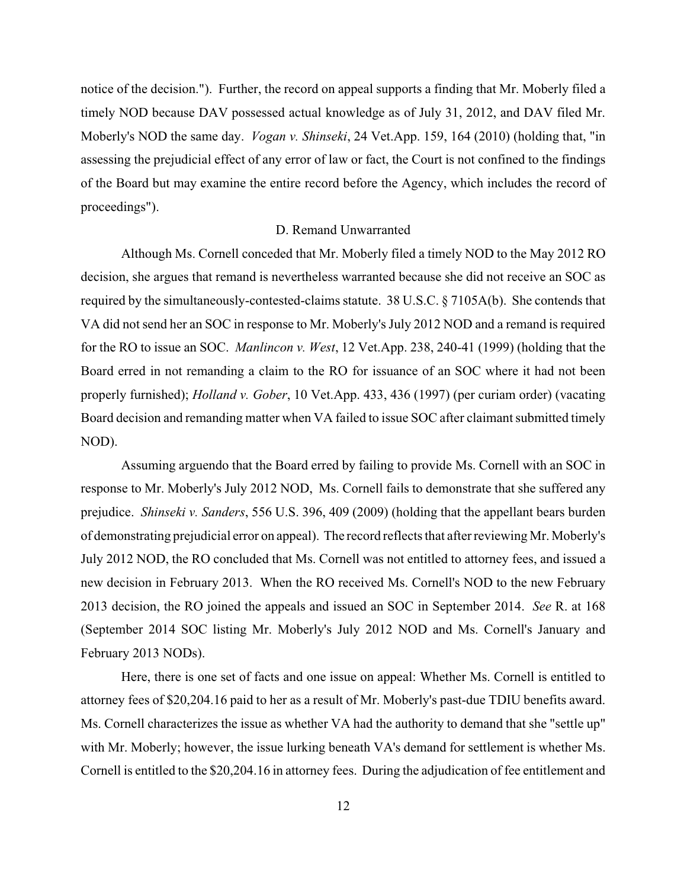notice of the decision."). Further, the record on appeal supports a finding that Mr. Moberly filed a timely NOD because DAV possessed actual knowledge as of July 31, 2012, and DAV filed Mr. Moberly's NOD the same day. *Vogan v. Shinseki*, 24 Vet.App. 159, 164 (2010) (holding that, "in assessing the prejudicial effect of any error of law or fact, the Court is not confined to the findings of the Board but may examine the entire record before the Agency, which includes the record of proceedings").

D. Remand Unwarranted

Although Ms. Cornell conceded that Mr. Moberly filed a timely NOD to the May 2012 RO decision, she argues that remand is nevertheless warranted because she did not receive an SOC as required by the simultaneously-contested-claims statute. 38 U.S.C. § 7105A(b). She contends that VA did not send her an SOC in response to Mr. Moberly's July 2012 NOD and a remand is required for the RO to issue an SOC. *Manlincon v. West*, 12 Vet.App. 238, 240-41 (1999) (holding that the Board erred in not remanding a claim to the RO for issuance of an SOC where it had not been properly furnished); *Holland v. Gober*, 10 Vet.App. 433, 436 (1997) (per curiam order) (vacating Board decision and remanding matter when VA failed to issue SOC after claimant submitted timely NOD).

Assuming arguendo that the Board erred by failing to provide Ms. Cornell with an SOC in response to Mr. Moberly's July 2012 NOD, Ms. Cornell fails to demonstrate that she suffered any prejudice. *Shinseki v. Sanders*, 556 U.S. 396, 409 (2009) (holding that the appellant bears burden of demonstrating prejudicial error on appeal). The record reflects that after reviewing Mr. Moberly's July 2012 NOD, the RO concluded that Ms. Cornell was not entitled to attorney fees, and issued a new decision in February 2013. When the RO received Ms. Cornell's NOD to the new February 2013 decision, the RO joined the appeals and issued an SOC in September 2014. *See* R. at 168 (September 2014 SOC listing Mr. Moberly's July 2012 NOD and Ms. Cornell's January and February 2013 NODs).

Here, there is one set of facts and one issue on appeal: Whether Ms. Cornell is entitled to attorney fees of $20,204.16 paid to her as a result of Mr. Moberly's past-due TDIU benefits award. Ms. Cornell characterizes the issue as whether VA had the authority to demand that she "settle up" with Mr. Moberly; however, the issue lurking beneath VA's demand for settlement is whether Ms. Cornell is entitled to the $20,204.16 in attorney fees. During the adjudication of fee entitlement and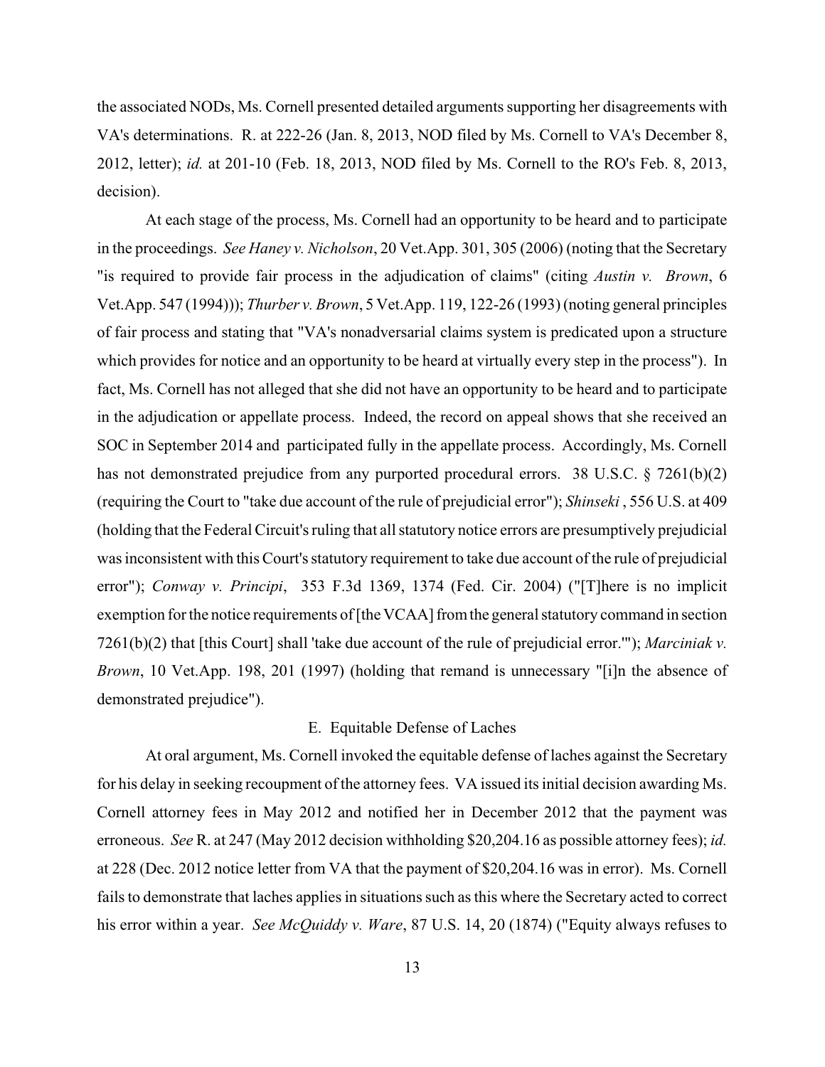the associated NODs, Ms. Cornell presented detailed arguments supporting her disagreements with VA's determinations. R. at 222-26 (Jan. 8, 2013, NOD filed by Ms. Cornell to VA's December 8, 2012, letter); *id.* at 201-10 (Feb. 18, 2013, NOD filed by Ms. Cornell to the RO's Feb. 8, 2013, decision).

At each stage of the process, Ms. Cornell had an opportunity to be heard and to participate in the proceedings. *See Haney v. Nicholson*, 20 Vet.App. 301, 305 (2006) (noting that the Secretary "is required to provide fair process in the adjudication of claims" (citing *Austin v. Brown*, 6 Vet.App. 547 (1994))); *Thurber v. Brown*, 5 Vet.App. 119, 122-26 (1993) (noting general principles of fair process and stating that "VA's nonadversarial claims system is predicated upon a structure which provides for notice and an opportunity to be heard at virtually every step in the process"). In fact, Ms. Cornell has not alleged that she did not have an opportunity to be heard and to participate in the adjudication or appellate process. Indeed, the record on appeal shows that she received an SOC in September 2014 and participated fully in the appellate process. Accordingly, Ms. Cornell has not demonstrated prejudice from any purported procedural errors. 38 U.S.C. § 7261(b)(2) (requiring the Court to "take due account of the rule of prejudicial error"); *Shinseki* , 556 U.S. at 409 (holding that the Federal Circuit's ruling that all statutory notice errors are presumptively prejudicial was inconsistent with this Court's statutory requirement to take due account of the rule of prejudicial error"); *Conway v. Principi*, 353 F.3d 1369, 1374 (Fed. Cir. 2004) ("[T]here is no implicit exemption for the notice requirements of [the VCAA] from the general statutory command in section 7261(b)(2) that [this Court] shall 'take due account of the rule of prejudicial error.'"); *Marciniak v. Brown*, 10 Vet.App. 198, 201 (1997) (holding that remand is unnecessary "[i]n the absence of demonstrated prejudice").

### E. Equitable Defense of Laches

At oral argument, Ms. Cornell invoked the equitable defense of laches against the Secretary for his delay in seeking recoupment of the attorney fees. VA issued its initial decision awarding Ms. Cornell attorney fees in May 2012 and notified her in December 2012 that the payment was erroneous. *See* R. at 247 (May 2012 decision withholding $20,204.16 as possible attorney fees); *id.* at 228 (Dec. 2012 notice letter from VA that the payment of $20,204.16 was in error). Ms. Cornell fails to demonstrate that laches applies in situations such as this where the Secretary acted to correct his error within a year. *See McQuiddy v. Ware*, 87 U.S. 14, 20 (1874) ("Equity always refuses to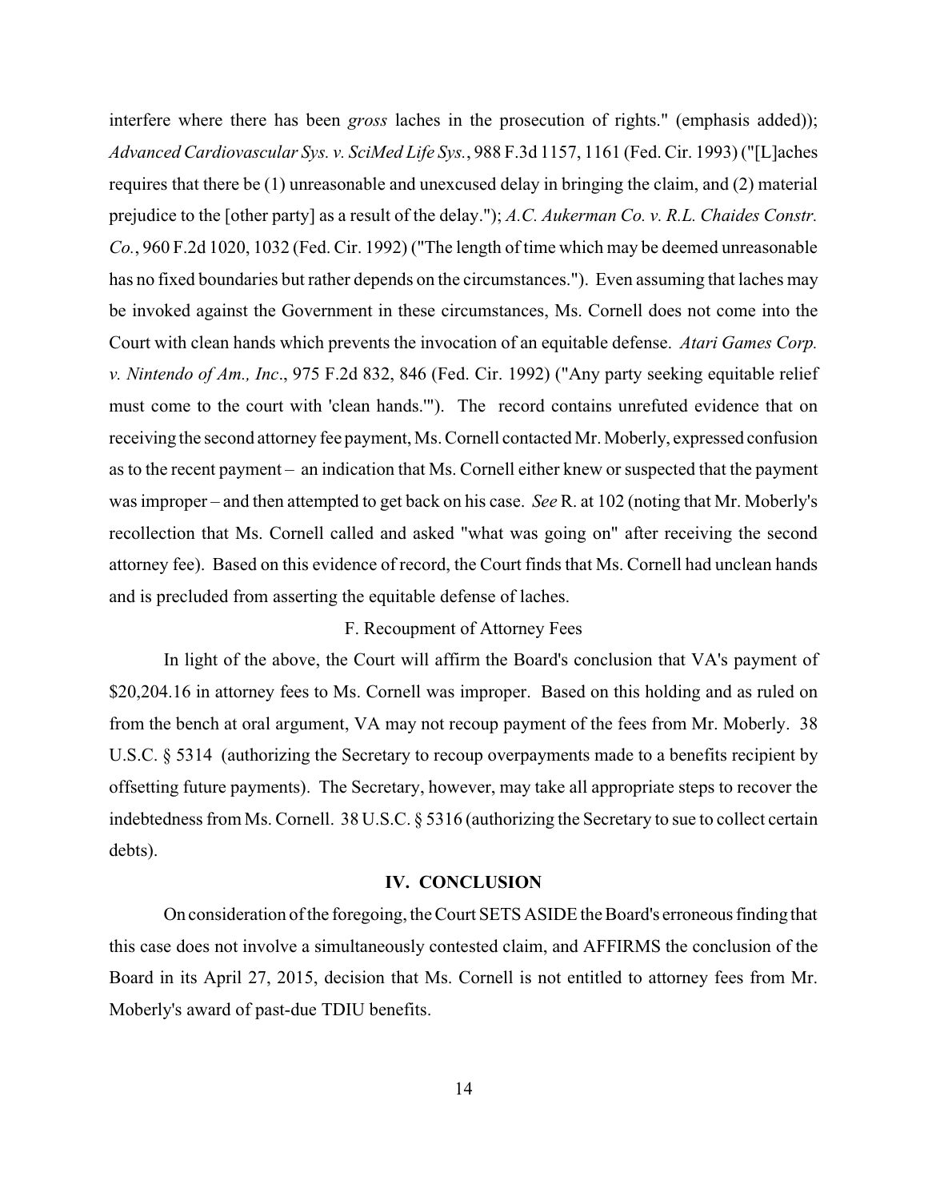interfere where there has been *gross* laches in the prosecution of rights." (emphasis added)); *Advanced Cardiovascular Sys. v. SciMed Life Sys.*, 988 F.3d 1157, 1161 (Fed. Cir. 1993) ("[L]aches requires that there be (1) unreasonable and unexcused delay in bringing the claim, and (2) material prejudice to the [other party] as a result of the delay."); *A.C. Aukerman Co. v. R.L. Chaides Constr. Co.*, 960 F.2d 1020, 1032 (Fed. Cir. 1992) ("The length of time which may be deemed unreasonable has no fixed boundaries but rather depends on the circumstances."). Even assuming that laches may be invoked against the Government in these circumstances, Ms. Cornell does not come into the Court with clean hands which prevents the invocation of an equitable defense. *Atari Games Corp. v. Nintendo of Am., Inc*., 975 F.2d 832, 846 (Fed. Cir. 1992) ("Any party seeking equitable relief must come to the court with 'clean hands.'"). The record contains unrefuted evidence that on receiving the second attorney fee payment, Ms. Cornell contacted Mr. Moberly, expressed confusion as to the recent payment – an indication that Ms. Cornell either knew or suspected that the payment was improper – and then attempted to get back on his case. *See* R. at 102 (noting that Mr. Moberly's recollection that Ms. Cornell called and asked "what was going on" after receiving the second attorney fee). Based on this evidence of record, the Court finds that Ms. Cornell had unclean hands and is precluded from asserting the equitable defense of laches.

F. Recoupment of Attorney Fees

In light of the above, the Court will affirm the Board's conclusion that VA's payment of $20,204.16 in attorney fees to Ms. Cornell was improper. Based on this holding and as ruled on from the bench at oral argument, VA may not recoup payment of the fees from Mr. Moberly. 38 U.S.C. § 5314 (authorizing the Secretary to recoup overpayments made to a benefits recipient by offsetting future payments). The Secretary, however, may take all appropriate steps to recover the indebtedness from Ms. Cornell. 38 U.S.C. § 5316 (authorizing the Secretary to sue to collect certain debts).

## IV. CONCLUSION

On consideration of the foregoing, the Court SETS ASIDE the Board's erroneous finding that this case does not involve a simultaneously contested claim, and AFFIRMS the conclusion of the Board in its April 27, 2015, decision that Ms. Cornell is not entitled to attorney fees from Mr. Moberly's award of past-due TDIU benefits.